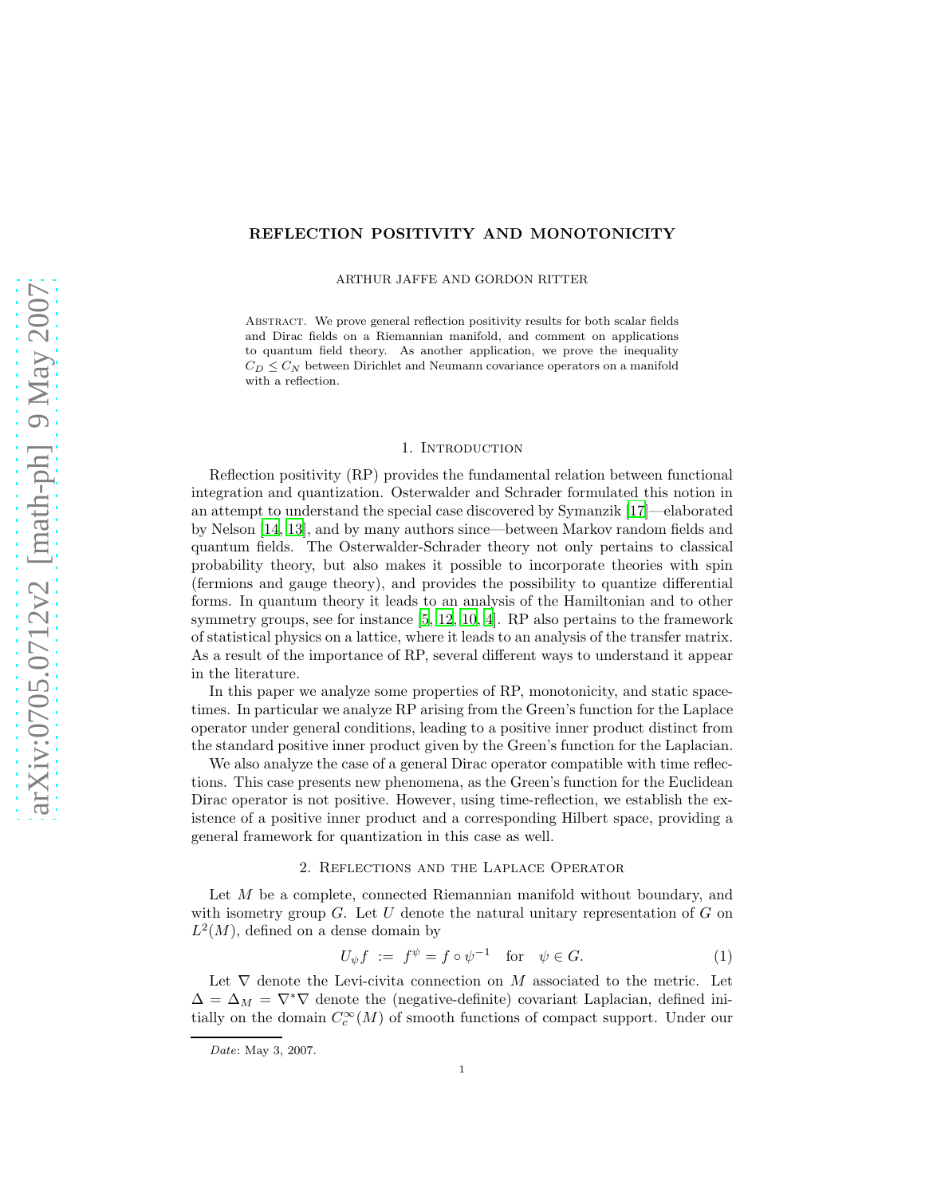# REFLECTION POSITIVITY AND MONOTONICITY

ARTHUR JAFFE AND GORDON RITTER

Abstract. We prove general reflection positivity results for both scalar fields and Dirac fields on a Riemannian manifold, and comment on applications to quantum field theory. As another application, we prove the inequality $C_D \leq C_N$ between Dirichlet and Neumann covariance operators on a manifold with a reflection.

## 1. Introduction

Reflection positivity (RP) provides the fundamental relation between functional integration and quantization. Osterwalder and Schrader formulated this notion in an attempt to understand the special case discovered by Symanzik [17]—elaborated by Nelson [14, 13], and by many authors since—between Markov random fields and quantum fields. The Osterwalder-Schrader theory not only pertains to classical probability theory, but also makes it possible to incorporate theories with spin (fermions and gauge theory), and provides the possibility to quantize differential forms. In quantum theory it leads to an analysis of the Hamiltonian and to other symmetry groups, see for instance [5, 12, 10, 4]. RP also pertains to the framework of statistical physics on a lattice, where it leads to an analysis of the transfer matrix. As a result of the importance of RP, several different ways to understand it appear in the literature.

In this paper we analyze some properties of RP, monotonicity, and static space-times. In particular we analyze RP arising from the Green's function for the Laplace operator under general conditions, leading to a positive inner product distinct from the standard positive inner product given by the Green's function for the Laplacian.

We also analyze the case of a general Dirac operator compatible with time reflections. This case presents new phenomena, as the Green's function for the Euclidean Dirac operator is not positive. However, using time-reflection, we establish the existence of a positive inner product and a corresponding Hilbert space, providing a general framework for quantization in this case as well.

## 2. Reflections and the Laplace Operator

Let $M$ be a complete, connected Riemannian manifold without boundary, and with isometry group $G$. Let $U$ denote the natural unitary representation of $G$ on $L^2(M)$, defined on a dense domain by

$$U_\psi f \ := \ f^\psi = f \circ \psi^{-1} \quad \text{for} \quad \psi \in G. \tag{1}$$

Let $\nabla$ denote the Levi-civita connection on $M$ associated to the metric. Let $\Delta = \Delta_M = \nabla^* \nabla$ denote the (negative-definite) covariant Laplacian, defined initially on the domain $C_c^\infty(M)$ of smooth functions of compact support. Under our

*Date*: May 3, 2007.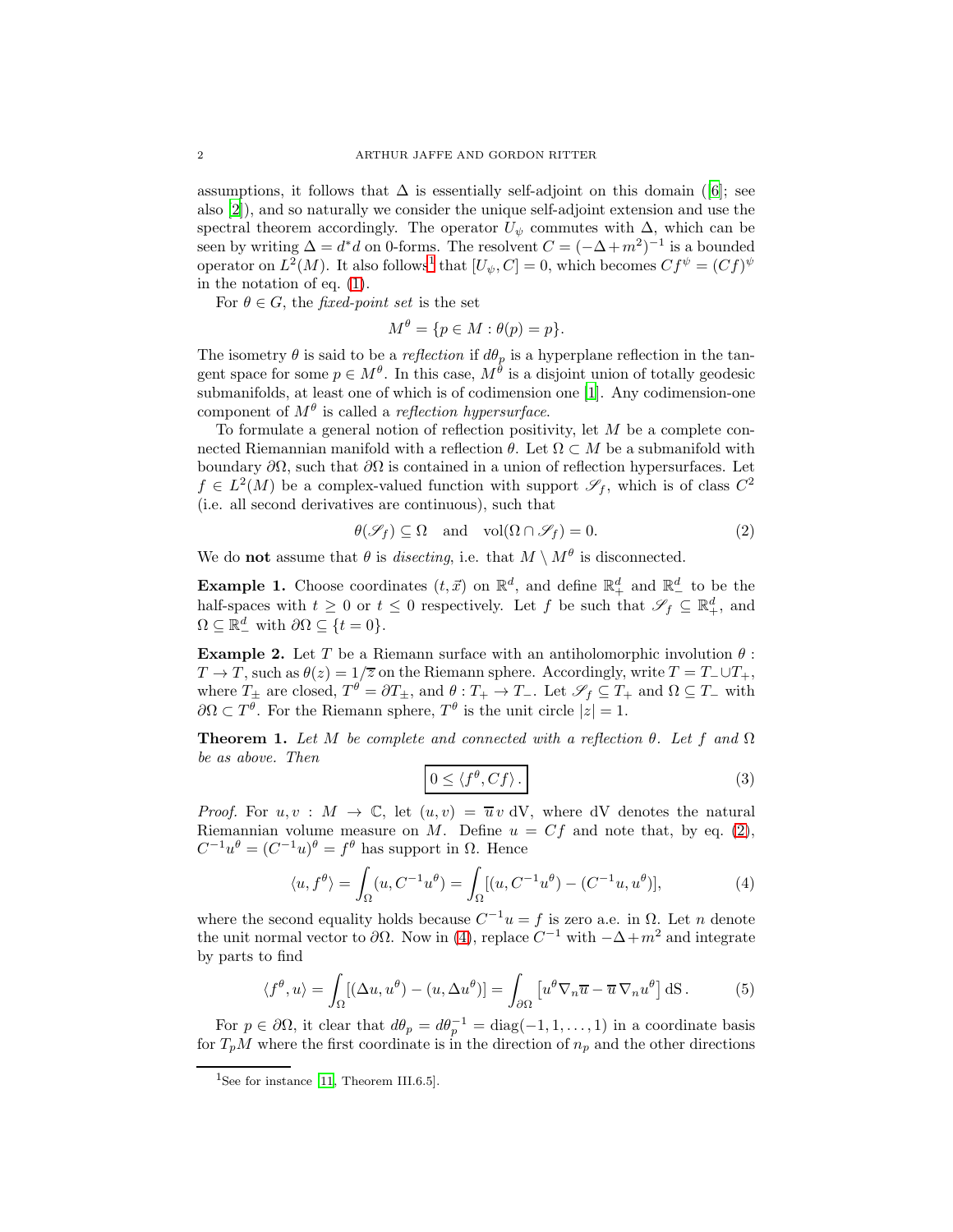assumptions, it follows that $\Delta$ is essentially self-adjoint on this domain ([6]; see also [2]), and so naturally we consider the unique self-adjoint extension and use the spectral theorem accordingly. The operator $U_\psi$ commutes with $\Delta$, which can be seen by writing $\Delta = d^*d$ on 0-forms. The resolvent $C = (-\Delta + m^2)^{-1}$ is a bounded operator on $L^2(M)$. It also follows[1] that $[U_\psi, C] = 0$, which becomes $Cf^\psi = (Cf)^\psi$ in the notation of eq. (1).

For $\theta \in G$, the *fixed-point set* is the set

$$M^\theta = \{p \in M : \theta(p) = p\}.$$

The isometry $\theta$ is said to be a *reflection* if $d\theta_p$ is a hyperplane reflection in the tangent space for some $p \in M^\theta$. In this case, $M^\theta$ is a disjoint union of totally geodesic submanifolds, at least one of which is of codimension one [1]. Any codimension-one component of $M^\theta$ is called a *reflection hypersurface*.

To formulate a general notion of reflection positivity, let $M$ be a complete connected Riemannian manifold with a reflection $\theta$. Let $\Omega \subset M$ be a submanifold with boundary $\partial\Omega$, such that $\partial\Omega$ is contained in a union of reflection hypersurfaces. Let $f \in L^2(M)$ be a complex-valued function with support $\mathscr{S}_f$, which is of class $C^2$ (i.e. all second derivatives are continuous), such that

$$\theta(\mathscr{S}_f) \subseteq \Omega \quad \text{and} \quad \mathrm{vol}(\Omega \cap \mathscr{S}_f) = 0. \tag{2}$$

We do **not** assume that $\theta$ is *disecting*, i.e. that $M \setminus M^\theta$ is disconnected.

**Example 1.** Choose coordinates $(t, \vec{x})$ on $\mathbb{R}^d$, and define $\mathbb{R}^d_+$ and $\mathbb{R}^d_-$ to be the half-spaces with $t \geq 0$ or $t \leq 0$ respectively. Let $f$ be such that $\mathscr{S}_f \subseteq \mathbb{R}^d_+$, and $\Omega \subseteq \mathbb{R}^d_-$ with $\partial\Omega \subseteq \{t = 0\}$.

**Example 2.** Let $T$ be a Riemann surface with an antiholomorphic involution $\theta : T \to T$, such as $\theta(z) = 1/\overline{z}$ on the Riemann sphere. Accordingly, write $T = T_- \cup T_+$, where $T_\pm$ are closed, $T^\theta = \partial T_\pm$, and $\theta : T_+ \to T_-$. Let $\mathscr{S}_f \subseteq T_+$ and $\Omega \subseteq T_-$ with $\partial\Omega \subset T^\theta$. For the Riemann sphere, $T^\theta$ is the unit circle $|z| = 1$.

**Theorem 1.** *Let $M$ be complete and connected with a reflection $\theta$. Let $f$ and $\Omega$ be as above. Then*

$$\boxed{0 \leq \langle f^\theta, Cf \rangle.} \tag{3}$$

*Proof.* For $u, v : M \to \mathbb{C}$, let $(u, v) = \overline{u}\, v \,\mathrm{dV}$, where dV denotes the natural Riemannian volume measure on $M$. Define $u = Cf$ and note that, by eq. (2), $C^{-1}u^\theta = (C^{-1}u)^\theta = f^\theta$ has support in $\Omega$. Hence

$$\langle u, f^\theta \rangle = \int_\Omega (u, C^{-1}u^\theta) = \int_\Omega [(u, C^{-1}u^\theta) - (C^{-1}u, u^\theta)], \tag{4}$$

where the second equality holds because $C^{-1}u = f$ is zero a.e. in $\Omega$. Let $n$ denote the unit normal vector to $\partial\Omega$. Now in (4), replace $C^{-1}$ with $-\Delta + m^2$ and integrate by parts to find

$$\langle f^\theta, u \rangle = \int_\Omega [(\Delta u, u^\theta) - (u, \Delta u^\theta)] = \int_{\partial\Omega} \left[ u^\theta \nabla_n \overline{u} - \overline{u}\, \nabla_n u^\theta \right] \mathrm{dS}\,. \tag{5}$$

For $p \in \partial\Omega$, it clear that $d\theta_p = d\theta_p^{-1} = \mathrm{diag}(-1, 1, \ldots, 1)$ in a coordinate basis for $T_pM$ where the first coordinate is in the direction of $n_p$ and the other directions

[1] See for instance [11, Theorem III.6.5].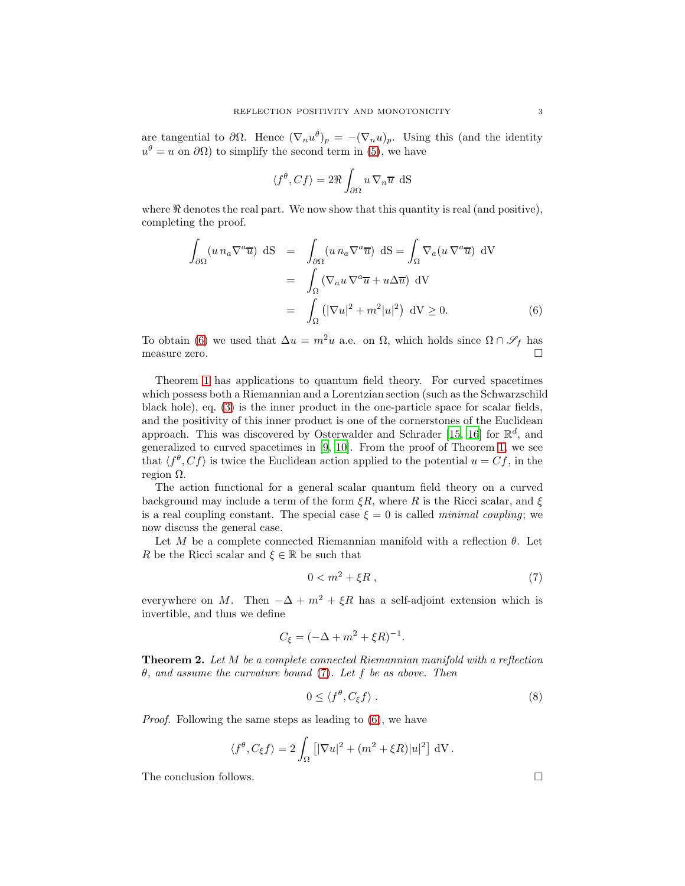are tangential to $\partial\Omega$. Hence $(\nabla_n u^\theta)_p = -(\nabla_n u)_p$. Using this (and the identity $u^\theta = u$ on $\partial\Omega$) to simplify the second term in (5), we have

$$\langle f^\theta, Cf\rangle = 2\Re \int_{\partial\Omega} u\,\nabla_n \overline{u}\ \mathrm{dS}$$

where $\Re$ denotes the real part. We now show that this quantity is real (and positive), completing the proof.

$$\begin{aligned}
\int_{\partial\Omega} (u\, n_a \nabla^a \overline{u})\ \mathrm{dS} &= \int_{\partial\Omega} (u\, n_a \nabla^a \overline{u})\ \mathrm{dS} = \int_\Omega \nabla_a (u\, \nabla^a \overline{u})\ \mathrm{dV} \\
&= \int_\Omega (\nabla_a u\, \nabla^a \overline{u} + u \Delta \overline{u})\ \mathrm{dV} \\
&= \int_\Omega \left(|\nabla u|^2 + m^2 |u|^2\right)\ \mathrm{dV} \geq 0. \qquad (6)
\end{aligned}$$

To obtain (6) we used that $\Delta u = m^2 u$ a.e. on $\Omega$, which holds since $\Omega \cap \mathscr{S}_f$ has measure zero. $\square$

Theorem 1 has applications to quantum field theory. For curved spacetimes which possess both a Riemannian and a Lorentzian section (such as the Schwarzschild black hole), eq. (3) is the inner product in the one-particle space for scalar fields, and the positivity of this inner product is one of the cornerstones of the Euclidean approach. This was discovered by Osterwalder and Schrader [15, 16] for $\mathbb{R}^d$, and generalized to curved spacetimes in [9, 10]. From the proof of Theorem 1, we see that $\langle f^\theta, Cf\rangle$ is twice the Euclidean action applied to the potential $u = Cf$, in the region $\Omega$.

The action functional for a general scalar quantum field theory on a curved background may include a term of the form $\xi R$, where $R$ is the Ricci scalar, and $\xi$ is a real coupling constant. The special case $\xi = 0$ is called *minimal coupling*; we now discuss the general case.

Let $M$ be a complete connected Riemannian manifold with a reflection $\theta$. Let $R$ be the Ricci scalar and $\xi \in \mathbb{R}$ be such that

$$0 < m^2 + \xi R\,, \qquad (7)$$

everywhere on $M$. Then $-\Delta + m^2 + \xi R$ has a self-adjoint extension which is invertible, and thus we define

$$C_\xi = (-\Delta + m^2 + \xi R)^{-1}.$$

**Theorem 2.** *Let $M$ be a complete connected Riemannian manifold with a reflection $\theta$, and assume the curvature bound (7). Let $f$ be as above. Then*

$$0 \leq \langle f^\theta, C_\xi f\rangle\,. \qquad (8)$$

*Proof.* Following the same steps as leading to (6), we have

$$\langle f^\theta, C_\xi f\rangle = 2\int_\Omega \left[|\nabla u|^2 + (m^2 + \xi R)|u|^2\right]\ \mathrm{dV}\,.$$

The conclusion follows. $\square$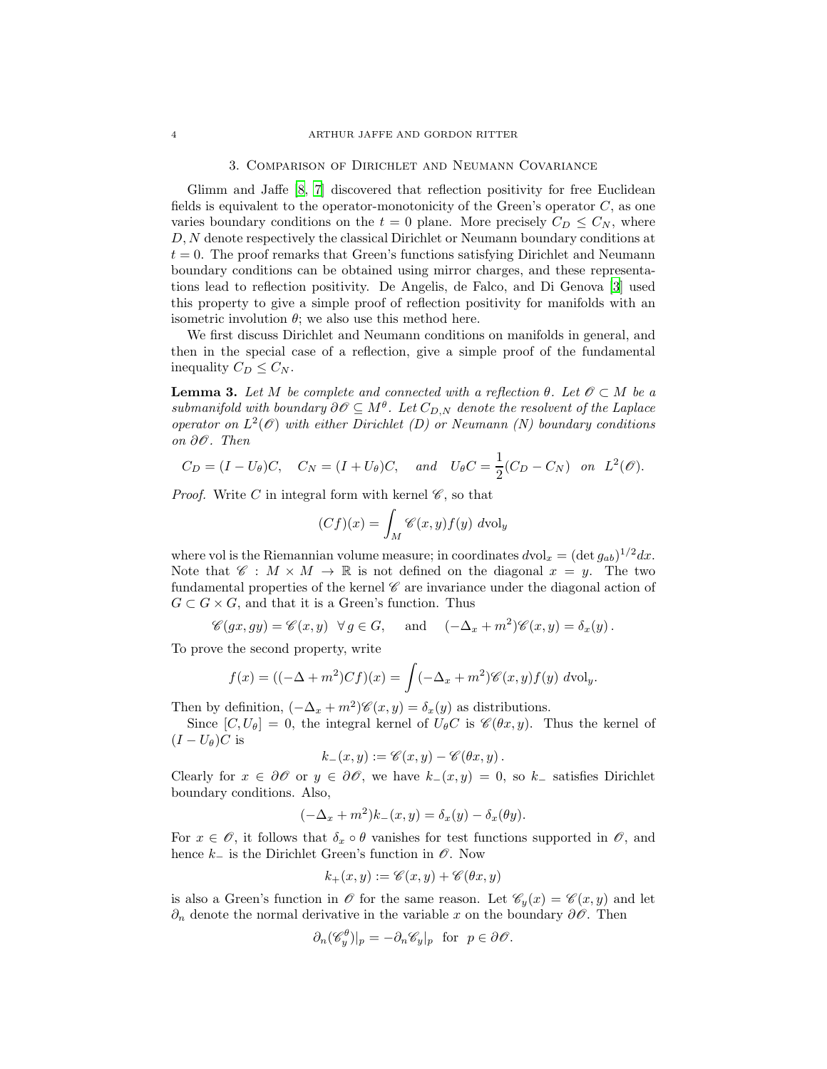## 3. Comparison of Dirichlet and Neumann Covariance

Glimm and Jaffe [8, 7] discovered that reflection positivity for free Euclidean fields is equivalent to the operator-monotonicity of the Green's operator $C$, as one varies boundary conditions on the $t = 0$ plane. More precisely $C_D \leq C_N$, where $D, N$ denote respectively the classical Dirichlet or Neumann boundary conditions at $t = 0$. The proof remarks that Green's functions satisfying Dirichlet and Neumann boundary conditions can be obtained using mirror charges, and these representations lead to reflection positivity. De Angelis, de Falco, and Di Genova [3] used this property to give a simple proof of reflection positivity for manifolds with an isometric involution $\theta$; we also use this method here.

We first discuss Dirichlet and Neumann conditions on manifolds in general, and then in the special case of a reflection, give a simple proof of the fundamental inequality $C_D \leq C_N$.

**Lemma 3.** *Let $M$ be complete and connected with a reflection $\theta$. Let $\mathscr{O} \subset M$ be a submanifold with boundary $\partial\mathscr{O} \subseteq M^\theta$. Let $C_{D,N}$ denote the resolvent of the Laplace operator on $L^2(\mathscr{O})$ with either Dirichlet (D) or Neumann (N) boundary conditions on $\partial\mathscr{O}$. Then*

$$C_D = (I - U_\theta)C, \quad C_N = (I + U_\theta)C, \quad \text{and} \quad U_\theta C = \frac{1}{2}(C_D - C_N) \quad \text{on} \quad L^2(\mathscr{O}).$$

*Proof.* Write $C$ in integral form with kernel $\mathscr{C}$, so that

$$(Cf)(x) = \int_M \mathscr{C}(x, y) f(y) \; d\mathrm{vol}_y$$

where vol is the Riemannian volume measure; in coordinates $d\mathrm{vol}_x = (\det g_{ab})^{1/2} dx$. Note that $\mathscr{C} : M \times M \to \mathbb{R}$ is not defined on the diagonal $x = y$. The two fundamental properties of the kernel $\mathscr{C}$ are invariance under the diagonal action of $G \subset G \times G$, and that it is a Green's function. Thus

$$\mathscr{C}(gx, gy) = \mathscr{C}(x, y) \;\; \forall \, g \in G, \quad \text{and} \quad (-\Delta_x + m^2)\mathscr{C}(x, y) = \delta_x(y)\,.$$

To prove the second property, write

$$f(x) = ((-\Delta + m^2)Cf)(x) = \int (-\Delta_x + m^2)\mathscr{C}(x, y) f(y) \; d\mathrm{vol}_y.$$

Then by definition, $(-\Delta_x + m^2)\mathscr{C}(x, y) = \delta_x(y)$ as distributions.

Since $[C, U_\theta] = 0$, the integral kernel of $U_\theta C$ is $\mathscr{C}(\theta x, y)$. Thus the kernel of $(I - U_\theta)C$ is

$$k_-(x, y) := \mathscr{C}(x, y) - \mathscr{C}(\theta x, y)\,.$$

Clearly for $x \in \partial\mathscr{O}$ or $y \in \partial\mathscr{O}$, we have $k_-(x, y) = 0$, so $k_-$ satisfies Dirichlet boundary conditions. Also,

$$(-\Delta_x + m^2)k_-(x, y) = \delta_x(y) - \delta_x(\theta y).$$

For $x \in \mathscr{O}$, it follows that $\delta_x \circ \theta$ vanishes for test functions supported in $\mathscr{O}$, and hence $k_-$ is the Dirichlet Green's function in $\mathscr{O}$. Now

$$k_+(x, y) := \mathscr{C}(x, y) + \mathscr{C}(\theta x, y)$$

is also a Green's function in $\mathscr{O}$ for the same reason. Let $\mathscr{C}_y(x) = \mathscr{C}(x, y)$ and let $\partial_n$ denote the normal derivative in the variable $x$ on the boundary $\partial\mathscr{O}$. Then

$$\partial_n(\mathscr{C}_y^\theta)|_p = -\partial_n \mathscr{C}_y|_p \;\; \text{for} \;\; p \in \partial\mathscr{O}.$$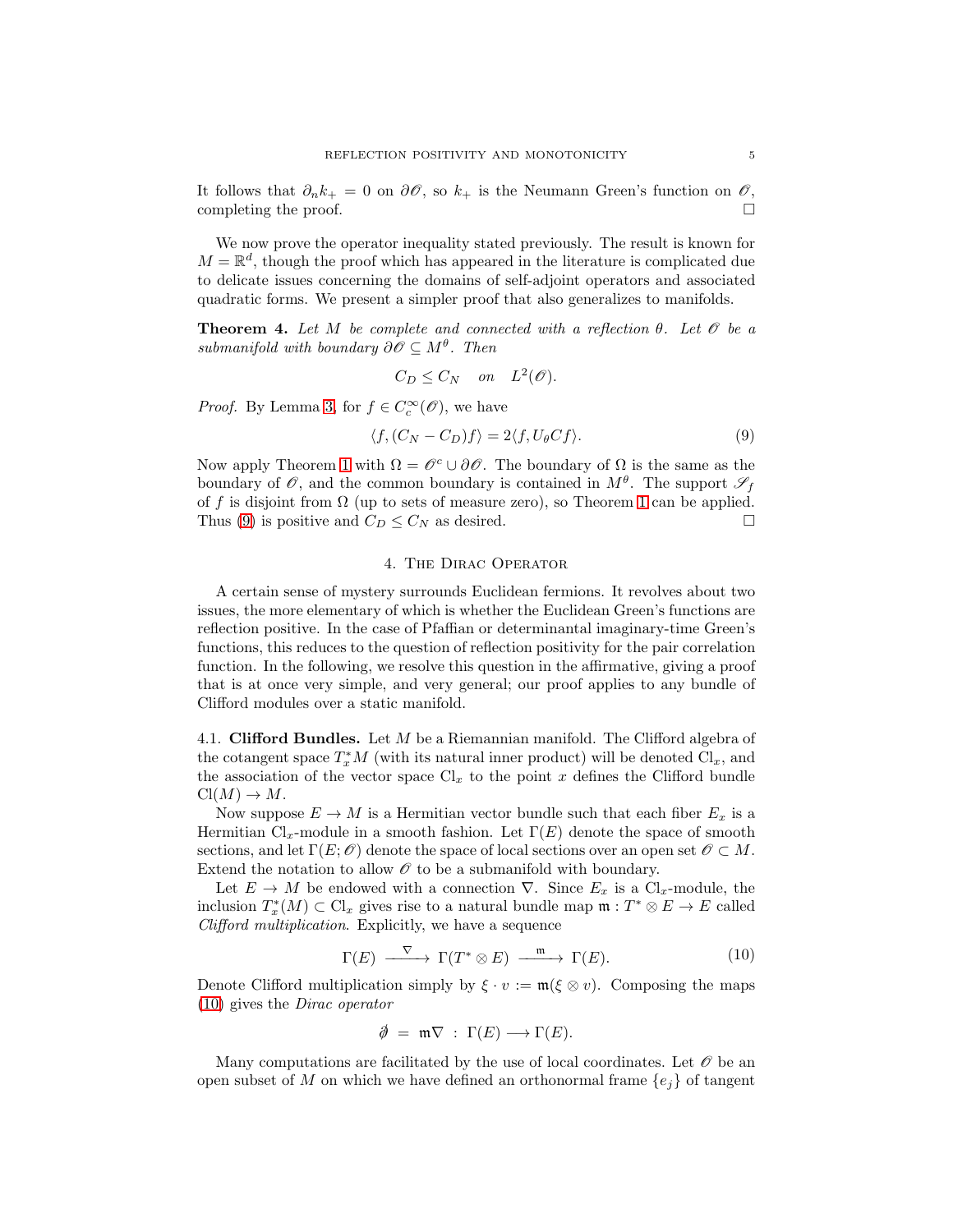It follows that $\partial_n k_+ = 0$ on $\partial\mathscr{O}$, so $k_+$ is the Neumann Green's function on $\mathscr{O}$, completing the proof. $\square$

We now prove the operator inequality stated previously. The result is known for $M = \mathbb{R}^d$, though the proof which has appeared in the literature is complicated due to delicate issues concerning the domains of self-adjoint operators and associated quadratic forms. We present a simpler proof that also generalizes to manifolds.

**Theorem 4.** *Let $M$ be complete and connected with a reflection $\theta$. Let $\mathscr{O}$ be a submanifold with boundary $\partial\mathscr{O} \subseteq M^\theta$. Then*

$$C_D \leq C_N \quad \text{on} \quad L^2(\mathscr{O}).$$

*Proof.* By Lemma 3, for $f \in C_c^\infty(\mathscr{O})$, we have

$$\langle f, (C_N - C_D) f\rangle = 2\langle f, U_\theta C f\rangle. \tag{9}$$

Now apply Theorem 1 with $\Omega = \mathscr{O}^c \cup \partial\mathscr{O}$. The boundary of $\Omega$ is the same as the boundary of $\mathscr{O}$, and the common boundary is contained in $M^\theta$. The support $\mathscr{S}_f$ of $f$ is disjoint from $\Omega$ (up to sets of measure zero), so Theorem 1 can be applied. Thus (9) is positive and $C_D \leq C_N$ as desired. $\square$

## 4. The Dirac Operator

A certain sense of mystery surrounds Euclidean fermions. It revolves about two issues, the more elementary of which is whether the Euclidean Green's functions are reflection positive. In the case of Pfaffian or determinantal imaginary-time Green's functions, this reduces to the question of reflection positivity for the pair correlation function. In the following, we resolve this question in the affirmative, giving a proof that is at once very simple, and very general; our proof applies to any bundle of Clifford modules over a static manifold.

**4.1. Clifford Bundles.** Let $M$ be a Riemannian manifold. The Clifford algebra of the cotangent space $T_x^* M$ (with its natural inner product) will be denoted $\mathrm{Cl}_x$, and the association of the vector space $\mathrm{Cl}_x$ to the point $x$ defines the Clifford bundle $\mathrm{Cl}(M) \to M$.

Now suppose $E \to M$ is a Hermitian vector bundle such that each fiber $E_x$ is a Hermitian $\mathrm{Cl}_x$-module in a smooth fashion. Let $\Gamma(E)$ denote the space of smooth sections, and let $\Gamma(E; \mathscr{O})$ denote the space of local sections over an open set $\mathscr{O} \subset M$. Extend the notation to allow $\mathscr{O}$ to be a submanifold with boundary.

Let $E \to M$ be endowed with a connection $\nabla$. Since $E_x$ is a $\mathrm{Cl}_x$-module, the inclusion $T_x^*(M) \subset \mathrm{Cl}_x$ gives rise to a natural bundle map $\mathfrak{m} : T^* \otimes E \to E$ called *Clifford multiplication*. Explicitly, we have a sequence

$$\Gamma(E) \xrightarrow{\;\;\nabla\;\;} \Gamma(T^* \otimes E) \xrightarrow{\;\;\mathfrak{m}\;\;} \Gamma(E). \tag{10}$$

Denote Clifford multiplication simply by $\xi \cdot v := \mathfrak{m}(\xi \otimes v)$. Composing the maps (10) gives the *Dirac operator*

$$\partial\!\!\!/ \;=\; \mathfrak{m}\nabla \;:\; \Gamma(E) \longrightarrow \Gamma(E).$$

Many computations are facilitated by the use of local coordinates. Let $\mathscr{O}$ be an open subset of $M$ on which we have defined an orthonormal frame $\{e_j\}$ of tangent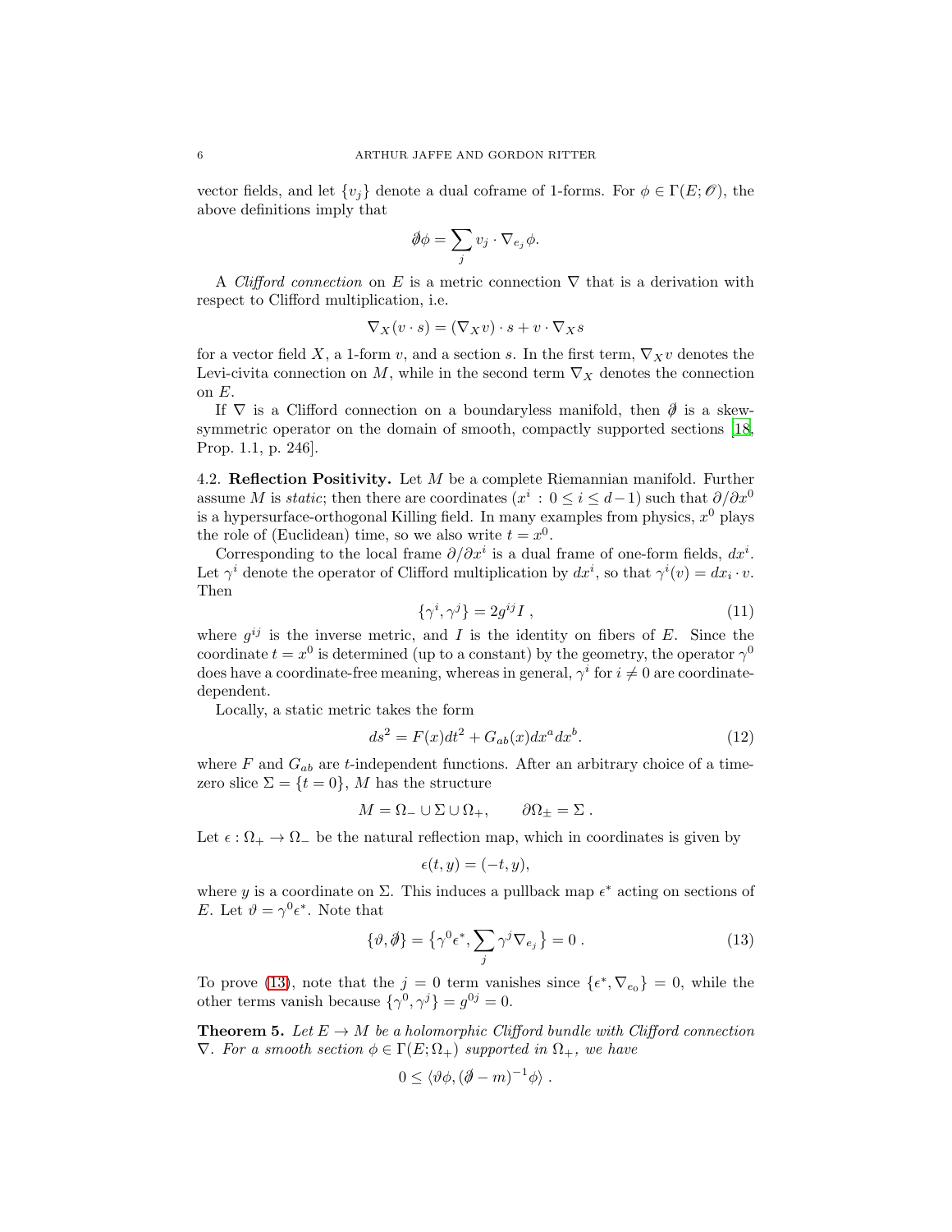vector fields, and let $\{v_j\}$ denote a dual coframe of 1-forms. For $\phi \in \Gamma(E;\mathscr{O})$, the above definitions imply that

$$\not{\partial}\phi = \sum_j v_j \cdot \nabla_{e_j}\phi.$$

A *Clifford connection* on $E$ is a metric connection $\nabla$ that is a derivation with respect to Clifford multiplication, i.e.

$$\nabla_X(v \cdot s) = (\nabla_X v) \cdot s + v \cdot \nabla_X s$$

for a vector field $X$, a 1-form $v$, and a section $s$. In the first term, $\nabla_X v$ denotes the Levi-civita connection on $M$, while in the second term $\nabla_X$ denotes the connection on $E$.

If $\nabla$ is a Clifford connection on a boundaryless manifold, then $\not{\partial}$ is a skew-symmetric operator on the domain of smooth, compactly supported sections [18, Prop. 1.1, p. 246].

4.2. **Reflection Positivity.** Let $M$ be a complete Riemannian manifold. Further assume $M$ is *static*; then there are coordinates $(x^i : 0 \le i \le d-1)$ such that $\partial/\partial x^0$ is a hypersurface-orthogonal Killing field. In many examples from physics, $x^0$ plays the role of (Euclidean) time, so we also write $t = x^0$.

Corresponding to the local frame $\partial/\partial x^i$ is a dual frame of one-form fields, $dx^i$. Let $\gamma^i$ denote the operator of Clifford multiplication by $dx^i$, so that $\gamma^i(v) = dx_i \cdot v$. Then

$$\{\gamma^i, \gamma^j\} = 2g^{ij} I \ , \tag{11}$$

where $g^{ij}$ is the inverse metric, and $I$ is the identity on fibers of $E$. Since the coordinate $t = x^0$ is determined (up to a constant) by the geometry, the operator $\gamma^0$ does have a coordinate-free meaning, whereas in general, $\gamma^i$ for $i \neq 0$ are coordinate-dependent.

Locally, a static metric takes the form

$$ds^2 = F(x)dt^2 + G_{ab}(x)dx^a dx^b. \tag{12}$$

where $F$ and $G_{ab}$ are $t$-independent functions. After an arbitrary choice of a time-zero slice $\Sigma = \{t = 0\}$, $M$ has the structure

$$M = \Omega_- \cup \Sigma \cup \Omega_+, \qquad \partial\Omega_\pm = \Sigma \ .$$

Let $\epsilon : \Omega_+ \to \Omega_-$ be the natural reflection map, which in coordinates is given by

$$\epsilon(t, y) = (-t, y),$$

where $y$ is a coordinate on $\Sigma$. This induces a pullback map $\epsilon^*$ acting on sections of $E$. Let $\vartheta = \gamma^0 \epsilon^*$. Note that

$$\{\vartheta, \not{\partial}\} = \big\{\gamma^0\epsilon^*, \sum_j \gamma^j \nabla_{e_j}\big\} = 0 \ . \tag{13}$$

To prove (13), note that the $j = 0$ term vanishes since $\{\epsilon^*, \nabla_{e_0}\} = 0$, while the other terms vanish because $\{\gamma^0, \gamma^j\} = g^{0j} = 0$.

**Theorem 5.** *Let $E \to M$ be a holomorphic Clifford bundle with Clifford connection $\nabla$. For a smooth section $\phi \in \Gamma(E;\Omega_+)$ supported in $\Omega_+$, we have*

$$0 \le \langle \vartheta\phi, (\not{\partial} - m)^{-1}\phi\rangle \ .$$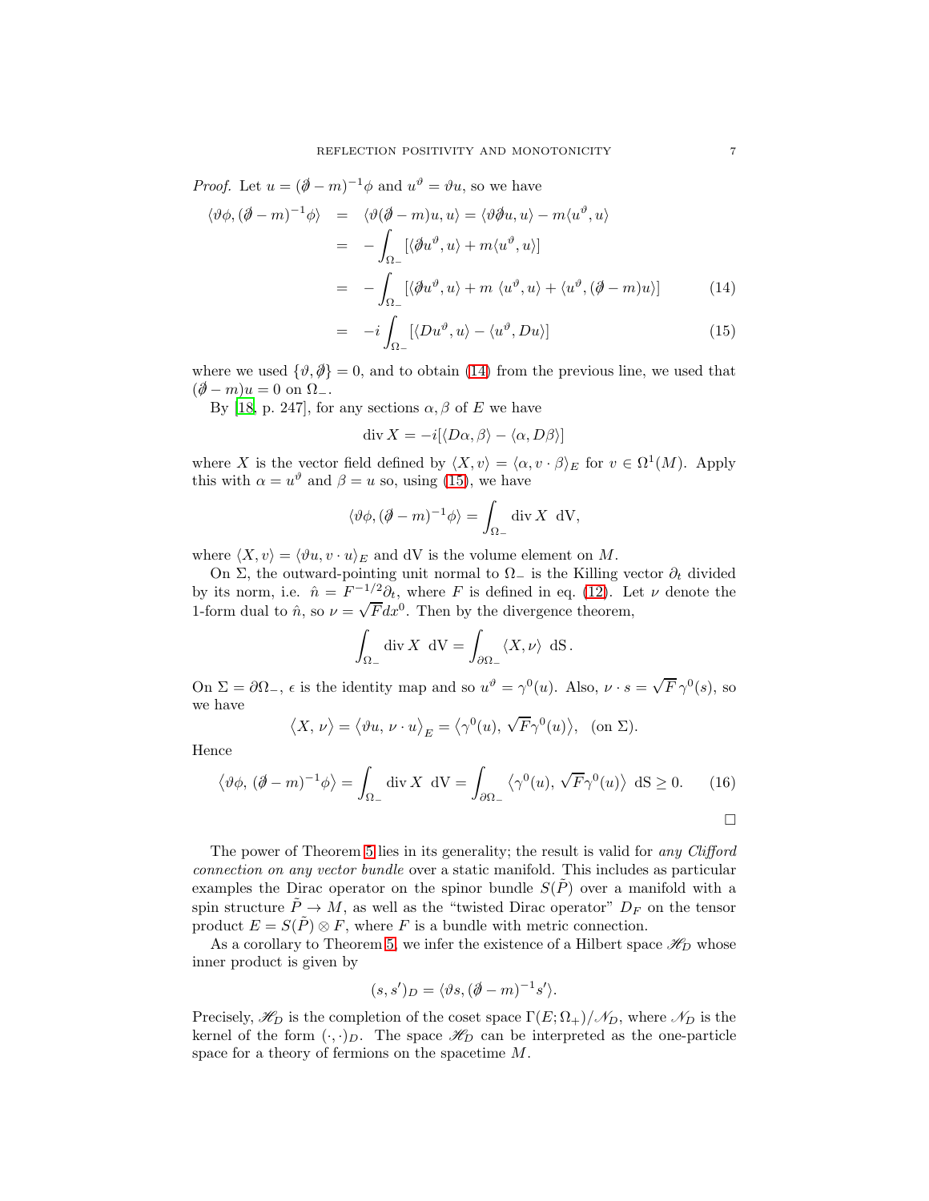*Proof.* Let $u = (\not{\partial} - m)^{-1}\phi$ and $u^\vartheta = \vartheta u$, so we have

$$
\begin{aligned}
\langle \vartheta\phi, (\not{\partial} - m)^{-1}\phi\rangle &= \langle \vartheta(\not{\partial} - m)u, u\rangle = \langle \vartheta\not{\partial}u, u\rangle - m\langle u^\vartheta, u\rangle \\
&= -\int_{\Omega_-} [\langle \not{\partial}u^\vartheta, u\rangle + m\langle u^\vartheta, u\rangle] \\
&= -\int_{\Omega_-} [\langle \not{\partial}u^\vartheta, u\rangle + m\,\langle u^\vartheta, u\rangle + \langle u^\vartheta, (\not{\partial} - m)u\rangle] \qquad (14) \\
&= -i\int_{\Omega_-} [\langle Du^\vartheta, u\rangle - \langle u^\vartheta, Du\rangle] \qquad (15)
\end{aligned}
$$

where we used $\{\vartheta, \not{\partial}\} = 0$, and to obtain (14) from the previous line, we used that $(\not{\partial} - m)u = 0$ on $\Omega_-$.

By [18, p. 247], for any sections $\alpha, \beta$ of $E$ we have

$$\operatorname{div} X = -i[\langle D\alpha, \beta\rangle - \langle \alpha, D\beta\rangle]$$

where $X$ is the vector field defined by $\langle X, v\rangle = \langle \alpha, v \cdot \beta\rangle_E$ for $v \in \Omega^1(M)$. Apply this with $\alpha = u^\vartheta$ and $\beta = u$ so, using (15), we have

$$\langle \vartheta\phi, (\not{\partial} - m)^{-1}\phi\rangle = \int_{\Omega_-} \operatorname{div} X \;\, \mathrm{dV},$$

where $\langle X, v\rangle = \langle \vartheta u, v \cdot u\rangle_E$ and dV is the volume element on $M$.

On $\Sigma$, the outward-pointing unit normal to $\Omega_-$ is the Killing vector $\partial_t$ divided by its norm, i.e. $\hat{n} = F^{-1/2}\partial_t$, where $F$ is defined in eq. (12). Let $\nu$ denote the 1-form dual to $\hat{n}$, so $\nu = \sqrt{F}dx^0$. Then by the divergence theorem,

$$\int_{\Omega_-} \operatorname{div} X \;\, \mathrm{dV} = \int_{\partial\Omega_-} \langle X, \nu\rangle \;\, \mathrm{dS}\,.$$

On $\Sigma = \partial\Omega_-$, $\epsilon$ is the identity map and so $u^\vartheta = \gamma^0(u)$. Also, $\nu \cdot s = \sqrt{F}\,\gamma^0(s)$, so we have

$$\big\langle X,\, \nu\big\rangle = \big\langle \vartheta u,\, \nu \cdot u\big\rangle_E = \big\langle \gamma^0(u),\, \sqrt{F}\gamma^0(u)\big\rangle, \quad (\text{on } \Sigma).$$

Hence

$$\big\langle \vartheta\phi,\, (\not{\partial} - m)^{-1}\phi\big\rangle = \int_{\Omega_-} \operatorname{div} X \;\, \mathrm{dV} = \int_{\partial\Omega_-} \big\langle \gamma^0(u),\, \sqrt{F}\gamma^0(u)\big\rangle \;\, \mathrm{dS} \geq 0. \qquad (16)$$

$\square$

The power of Theorem 5 lies in its generality; the result is valid for *any Clifford connection on any vector bundle* over a static manifold. This includes as particular examples the Dirac operator on the spinor bundle $S(\tilde{P})$ over a manifold with a spin structure $\tilde{P} \to M$, as well as the "twisted Dirac operator" $D_F$ on the tensor product $E = S(\tilde{P}) \otimes F$, where $F$ is a bundle with metric connection.

As a corollary to Theorem 5, we infer the existence of a Hilbert space $\mathscr{H}_D$ whose inner product is given by

$$(s, s')_D = \langle \vartheta s, (\not{\partial} - m)^{-1}s'\rangle.$$

Precisely, $\mathscr{H}_D$ is the completion of the coset space $\Gamma(E; \Omega_+)/\mathscr{N}_D$, where $\mathscr{N}_D$ is the kernel of the form $(\cdot, \cdot)_D$. The space $\mathscr{H}_D$ can be interpreted as the one-particle space for a theory of fermions on the spacetime $M$.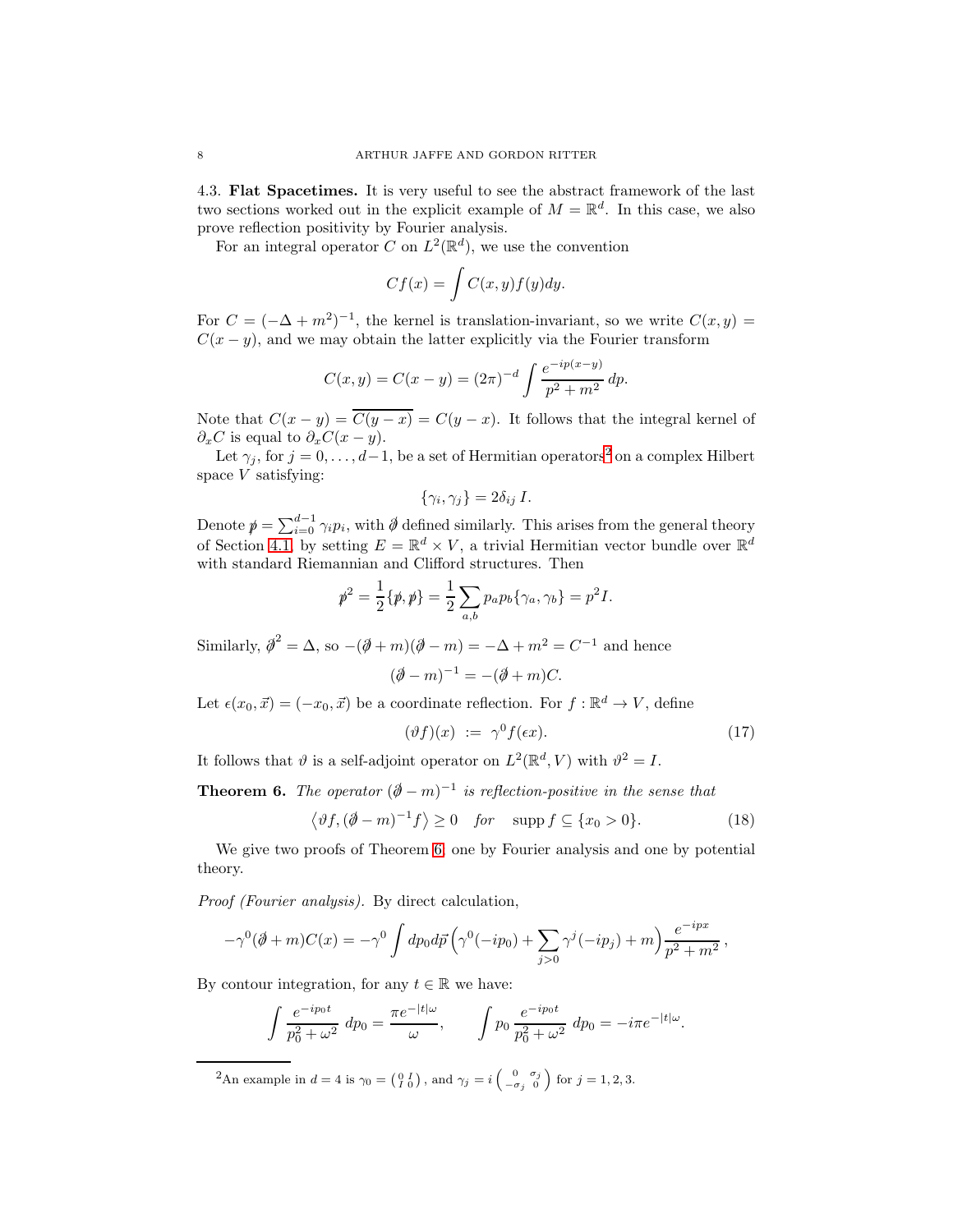### 4.3. Flat Spacetimes.

It is very useful to see the abstract framework of the last two sections worked out in the explicit example of $M = \mathbb{R}^d$. In this case, we also prove reflection positivity by Fourier analysis.

For an integral operator $C$ on $L^2(\mathbb{R}^d)$, we use the convention

$$Cf(x) = \int C(x,y) f(y) dy.$$

For $C = (-\Delta + m^2)^{-1}$, the kernel is translation-invariant, so we write $C(x,y) = C(x-y)$, and we may obtain the latter explicitly via the Fourier transform

$$C(x,y) = C(x-y) = (2\pi)^{-d} \int \frac{e^{-ip(x-y)}}{p^2+m^2}\, dp.$$

Note that $C(x-y) = \overline{C(y-x)} = C(y-x)$. It follows that the integral kernel of $\partial_x C$ is equal to $\partial_x C(x-y)$.

Let $\gamma_j$, for $j = 0, \ldots, d-1$, be a set of Hermitian operators[2] on a complex Hilbert space $V$ satisfying:

$$\{\gamma_i, \gamma_j\} = 2\delta_{ij}\, I.$$

Denote $\not{p} = \sum_{i=0}^{d-1} \gamma_i p_i$, with $\not{\partial}$ defined similarly. This arises from the general theory of Section 4.1, by setting $E = \mathbb{R}^d \times V$, a trivial Hermitian vector bundle over $\mathbb{R}^d$ with standard Riemannian and Clifford structures. Then

$$\not{p}^2 = \frac{1}{2}\{\not{p}, \not{p}\} = \frac{1}{2}\sum_{a,b} p_a p_b \{\gamma_a, \gamma_b\} = p^2 I.$$

Similarly, $\not{\partial}^2 = \Delta$, so $-(\not{\partial}+m)(\not{\partial}-m) = -\Delta + m^2 = C^{-1}$ and hence

$$(\not{\partial} - m)^{-1} = -(\not{\partial}+m)C.$$

Let $\epsilon(x_0, \vec{x}) = (-x_0, \vec{x})$ be a coordinate reflection. For $f : \mathbb{R}^d \to V$, define

$$(\vartheta f)(x) \;:=\; \gamma^0 f(\epsilon x). \tag{17}$$

It follows that $\vartheta$ is a self-adjoint operator on $L^2(\mathbb{R}^d, V)$ with $\vartheta^2 = I$.

**Theorem 6.** *The operator $(\not{\partial} - m)^{-1}$ is reflection-positive in the sense that*

$$\left\langle \vartheta f, (\not{\partial} - m)^{-1} f \right\rangle \geq 0 \quad \textit{for} \quad \operatorname{supp} f \subseteq \{x_0 > 0\}. \tag{18}$$

We give two proofs of Theorem 6, one by Fourier analysis and one by potential theory.

*Proof (Fourier analysis).* By direct calculation,

$$-\gamma^0(\not{\partial}+m)C(x) = -\gamma^0 \int dp_0 d\vec{p} \left(\gamma^0(-ip_0) + \sum_{j>0} \gamma^j(-ip_j) + m\right) \frac{e^{-ipx}}{p^2+m^2}\,,$$

By contour integration, for any $t \in \mathbb{R}$ we have:

$$\int \frac{e^{-ip_0 t}}{p_0^2 + \omega^2}\, dp_0 = \frac{\pi e^{-|t|\omega}}{\omega}, \qquad \int p_0\, \frac{e^{-ip_0 t}}{p_0^2+\omega^2}\, dp_0 = -i\pi e^{-|t|\omega}.$$

---

[2] An example in $d = 4$ is $\gamma_0 = \left(\begin{smallmatrix} 0 & I \\ I & 0 \end{smallmatrix}\right)$, and $\gamma_j = i\left(\begin{smallmatrix} 0 & \sigma_j \\ -\sigma_j & 0 \end{smallmatrix}\right)$ for $j = 1, 2, 3$.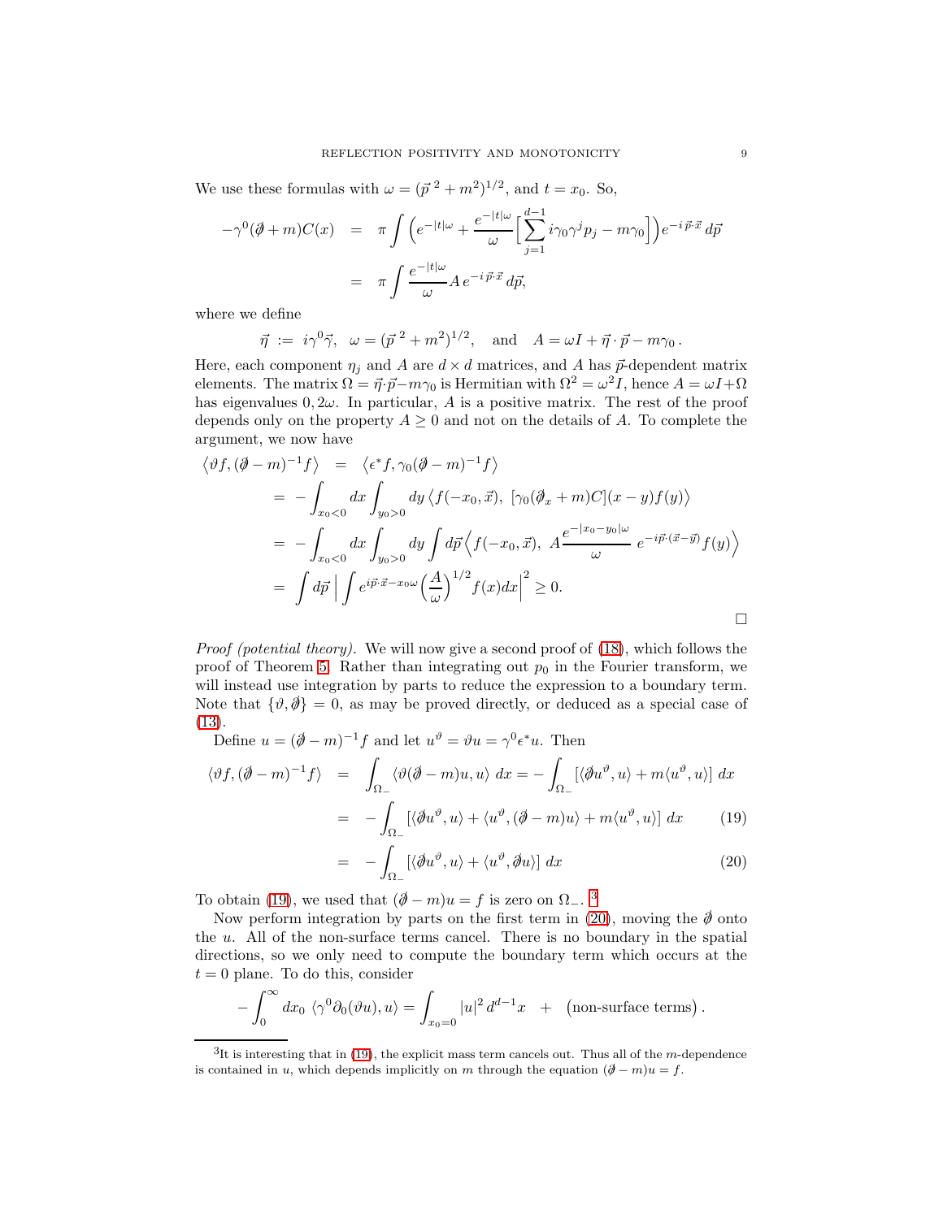We use these formulas with $\omega = (\vec{p}^{\,2} + m^2)^{1/2}$, and $t = x_0$. So,

$$
\begin{aligned}
-\gamma^0(\partial\!\!\!/ + m)C(x) &= \pi \int \Big( e^{-|t|\omega} + \frac{e^{-|t|\omega}}{\omega} \Big[ \sum_{j=1}^{d-1} i\gamma_0 \gamma^j p_j - m\gamma_0 \Big] \Big) e^{-i\,\vec{p}\cdot\vec{x}}\, d\vec{p} \\
&= \pi \int \frac{e^{-|t|\omega}}{\omega} A\, e^{-i\,\vec{p}\cdot\vec{x}}\, d\vec{p},
\end{aligned}
$$

where we define

$$
\vec{\eta} \;:=\; i\gamma^0\vec{\gamma}, \quad \omega = (\vec{p}^{\,2} + m^2)^{1/2}, \quad \text{and} \quad A = \omega I + \vec{\eta}\cdot\vec{p} - m\gamma_0\,.
$$

Here, each component $\eta_j$ and $A$ are $d \times d$ matrices, and $A$ has $\vec{p}$-dependent matrix elements. The matrix $\Omega = \vec{\eta}\cdot\vec{p} - m\gamma_0$ is Hermitian with $\Omega^2 = \omega^2 I$, hence $A = \omega I + \Omega$ has eigenvalues $0, 2\omega$. In particular, $A$ is a positive matrix. The rest of the proof depends only on the property $A \geq 0$ and not on the details of $A$. To complete the argument, we now have

$$
\begin{aligned}
\big\langle \vartheta f, (\partial\!\!\!/ - m)^{-1} f \big\rangle &= \big\langle \epsilon^* f, \gamma_0 (\partial\!\!\!/ - m)^{-1} f \big\rangle \\
&= -\int_{x_0<0} dx \int_{y_0>0} dy \, \big\langle f(-x_0, \vec{x}),\ [\gamma_0(\partial\!\!\!/_x + m) C](x-y) f(y) \big\rangle \\
&= -\int_{x_0<0} dx \int_{y_0>0} dy \int d\vec{p} \Big\langle f(-x_0, \vec{x}),\ A \frac{e^{-|x_0 - y_0|\omega}}{\omega}\ e^{-i\vec{p}\cdot(\vec{x}-\vec{y})} f(y) \Big\rangle \\
&= \int d\vec{p}\, \Big| \int e^{i\vec{p}\cdot\vec{x} - x_0\omega} \Big(\frac{A}{\omega}\Big)^{1/2} f(x) dx \Big|^2 \geq 0.
\end{aligned}
$$

□

*Proof (potential theory).* We will now give a second proof of (18), which follows the proof of Theorem 5. Rather than integrating out $p_0$ in the Fourier transform, we will instead use integration by parts to reduce the expression to a boundary term. Note that $\{\vartheta, \partial\!\!\!/\} = 0$, as may be proved directly, or deduced as a special case of (13).

Define $u = (\partial\!\!\!/ - m)^{-1} f$ and let $u^\vartheta = \vartheta u = \gamma^0 \epsilon^* u$. Then

$$
\begin{aligned}
\langle \vartheta f, (\partial\!\!\!/ - m)^{-1} f \rangle &= \int_{\Omega_-} \langle \vartheta(\partial\!\!\!/ - m)u, u\rangle\ dx = -\int_{\Omega_-} [\langle \partial\!\!\!/ u^\vartheta, u\rangle + m\langle u^\vartheta, u\rangle]\ dx \\
&= -\int_{\Omega_-} [\langle \partial\!\!\!/ u^\vartheta, u\rangle + \langle u^\vartheta, (\partial\!\!\!/ - m)u\rangle + m\langle u^\vartheta, u\rangle]\ dx \qquad (19) \\
&= -\int_{\Omega_-} [\langle \partial\!\!\!/ u^\vartheta, u\rangle + \langle u^\vartheta, \partial\!\!\!/ u\rangle]\ dx \qquad (20)
\end{aligned}
$$

To obtain (19), we used that $(\partial\!\!\!/ - m)u = f$ is zero on $\Omega_-$. [3]

Now perform integration by parts on the first term in (20), moving the $\partial\!\!\!/$ onto the $u$. All of the non-surface terms cancel. There is no boundary in the spatial directions, so we only need to compute the boundary term which occurs at the $t = 0$ plane. To do this, consider

$$
-\int_0^\infty dx_0\ \langle \gamma^0 \partial_0(\vartheta u), u\rangle = \int_{x_0=0} |u|^2\, d^{d-1}x \quad + \quad \big(\text{non-surface terms}\big)\,.
$$

[3] It is interesting that in (19), the explicit mass term cancels out. Thus all of the $m$-dependence is contained in $u$, which depends implicitly on $m$ through the equation $(\partial\!\!\!/ - m)u = f$.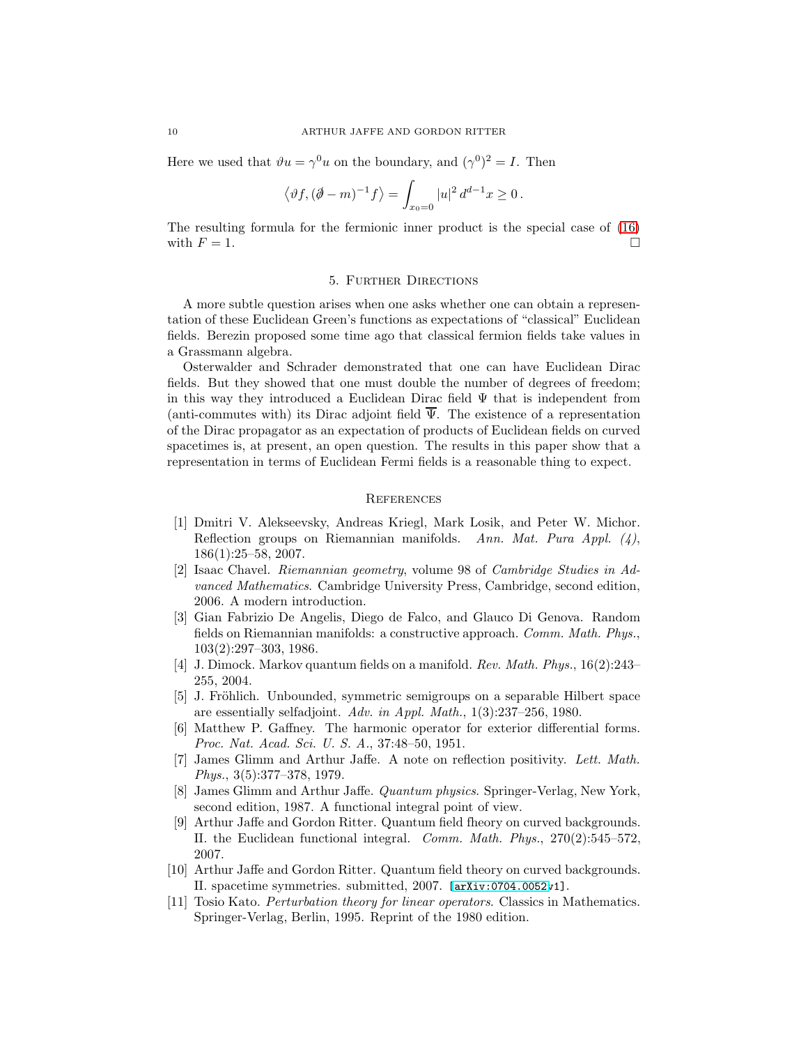Here we used that $\vartheta u = \gamma^0 u$ on the boundary, and $(\gamma^0)^2 = I$. Then

$$\langle \vartheta f, (\partial\!\!\!/ - m)^{-1} f \rangle = \int_{x_0=0} |u|^2 \, d^{d-1}x \geq 0 \,.$$

The resulting formula for the fermionic inner product is the special case of (16) with $F = 1$. □

## 5. Further Directions

A more subtle question arises when one asks whether one can obtain a representation of these Euclidean Green's functions as expectations of "classical" Euclidean fields. Berezin proposed some time ago that classical fermion fields take values in a Grassmann algebra.

Osterwalder and Schrader demonstrated that one can have Euclidean Dirac fields. But they showed that one must double the number of degrees of freedom; in this way they introduced a Euclidean Dirac field $\Psi$ that is independent from (anti-commutes with) its Dirac adjoint field $\overline{\Psi}$. The existence of a representation of the Dirac propagator as an expectation of products of Euclidean fields on curved spacetimes is, at present, an open question. The results in this paper show that a representation in terms of Euclidean Fermi fields is a reasonable thing to expect.

## References

[1] Dmitri V. Alekseevsky, Andreas Kriegl, Mark Losik, and Peter W. Michor. Reflection groups on Riemannian manifolds. *Ann. Mat. Pura Appl. (4)*, 186(1):25–58, 2007.

[2] Isaac Chavel. *Riemannian geometry*, volume 98 of *Cambridge Studies in Advanced Mathematics*. Cambridge University Press, Cambridge, second edition, 2006. A modern introduction.

[3] Gian Fabrizio De Angelis, Diego de Falco, and Glauco Di Genova. Random fields on Riemannian manifolds: a constructive approach. *Comm. Math. Phys.*, 103(2):297–303, 1986.

[4] J. Dimock. Markov quantum fields on a manifold. *Rev. Math. Phys.*, 16(2):243–255, 2004.

[5] J. Fröhlich. Unbounded, symmetric semigroups on a separable Hilbert space are essentially selfadjoint. *Adv. in Appl. Math.*, 1(3):237–256, 1980.

[6] Matthew P. Gaffney. The harmonic operator for exterior differential forms. *Proc. Nat. Acad. Sci. U. S. A.*, 37:48–50, 1951.

[7] James Glimm and Arthur Jaffe. A note on reflection positivity. *Lett. Math. Phys.*, 3(5):377–378, 1979.

[8] James Glimm and Arthur Jaffe. *Quantum physics*. Springer-Verlag, New York, second edition, 1987. A functional integral point of view.

[9] Arthur Jaffe and Gordon Ritter. Quantum field fheory on curved backgrounds. II. the Euclidean functional integral. *Comm. Math. Phys.*, 270(2):545–572, 2007.

[10] Arthur Jaffe and Gordon Ritter. Quantum field theory on curved backgrounds. II. spacetime symmetries. submitted, 2007. [arXiv:0704.0052v1].

[11] Tosio Kato. *Perturbation theory for linear operators*. Classics in Mathematics. Springer-Verlag, Berlin, 1995. Reprint of the 1980 edition.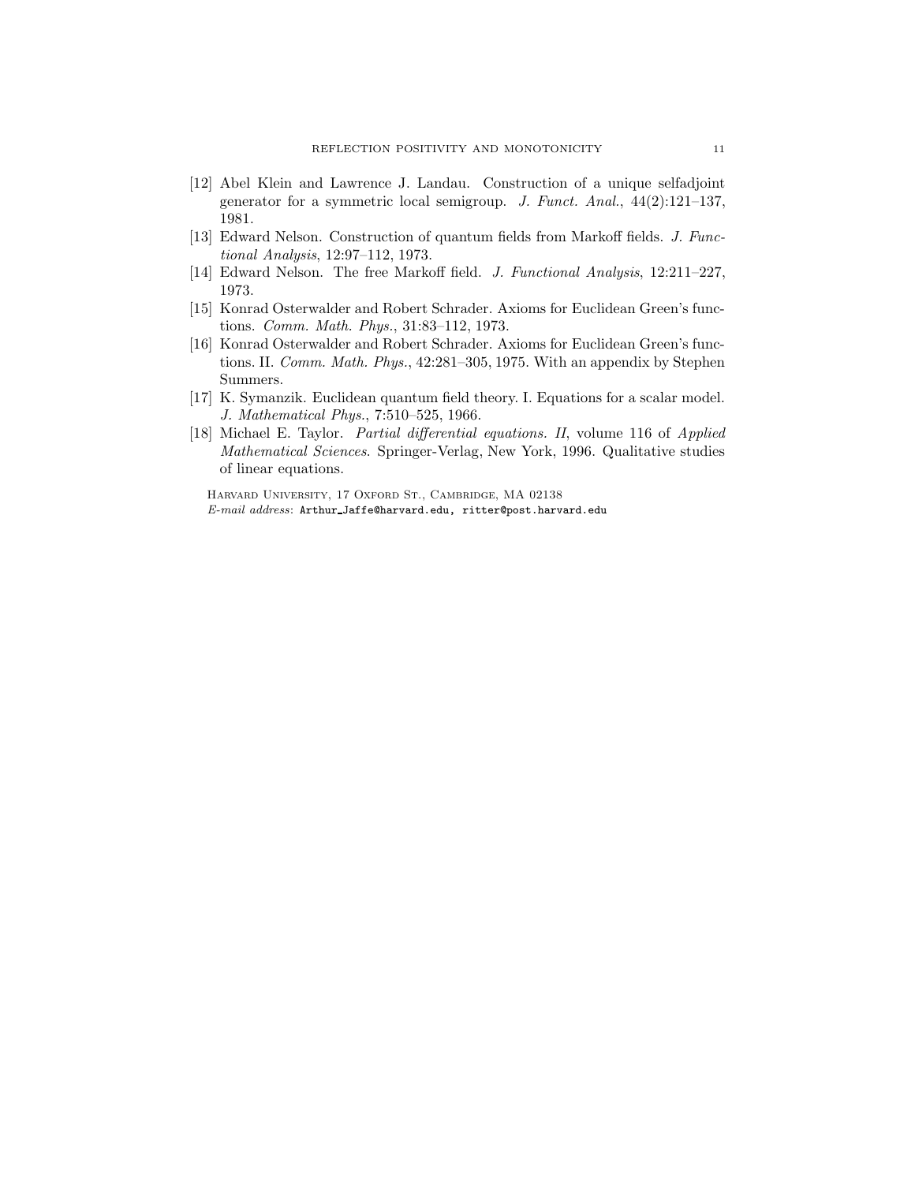[12] Abel Klein and Lawrence J. Landau. Construction of a unique selfadjoint generator for a symmetric local semigroup. *J. Funct. Anal.*, 44(2):121–137, 1981.

[13] Edward Nelson. Construction of quantum fields from Markoff fields. *J. Functional Analysis*, 12:97–112, 1973.

[14] Edward Nelson. The free Markoff field. *J. Functional Analysis*, 12:211–227, 1973.

[15] Konrad Osterwalder and Robert Schrader. Axioms for Euclidean Green's functions. *Comm. Math. Phys.*, 31:83–112, 1973.

[16] Konrad Osterwalder and Robert Schrader. Axioms for Euclidean Green's functions. II. *Comm. Math. Phys.*, 42:281–305, 1975. With an appendix by Stephen Summers.

[17] K. Symanzik. Euclidean quantum field theory. I. Equations for a scalar model. *J. Mathematical Phys.*, 7:510–525, 1966.

[18] Michael E. Taylor. *Partial differential equations. II*, volume 116 of *Applied Mathematical Sciences*. Springer-Verlag, New York, 1996. Qualitative studies of linear equations.

Harvard University, 17 Oxford St., Cambridge, MA 02138

*E-mail address*: `Arthur_Jaffe@harvard.edu, ritter@post.harvard.edu`